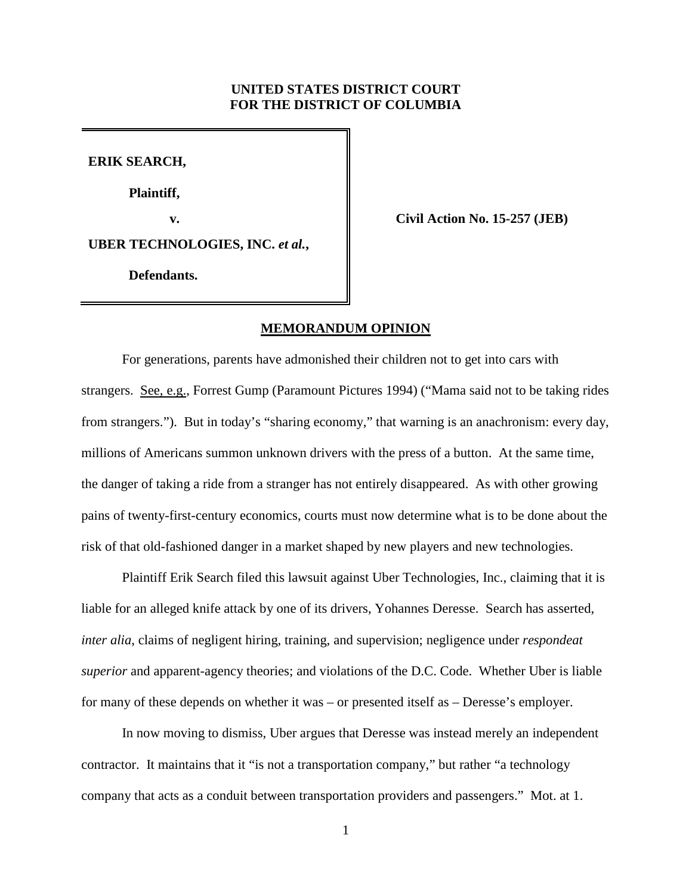**UNITED STATES DISTRICT COURT**
**FOR THE DISTRICT OF COLUMBIA**

**ERIK SEARCH,**

**Plaintiff,**

**v.**

**UBER TECHNOLOGIES, INC. *et al.*,**

**Defendants.**

**Civil Action No. 15-257 (JEB)**

## MEMORANDUM OPINION

For generations, parents have admonished their children not to get into cars with strangers. See, e.g., Forrest Gump (Paramount Pictures 1994) ("Mama said not to be taking rides from strangers."). But in today's "sharing economy," that warning is an anachronism: every day, millions of Americans summon unknown drivers with the press of a button. At the same time, the danger of taking a ride from a stranger has not entirely disappeared. As with other growing pains of twenty-first-century economics, courts must now determine what is to be done about the risk of that old-fashioned danger in a market shaped by new players and new technologies.

Plaintiff Erik Search filed this lawsuit against Uber Technologies, Inc., claiming that it is liable for an alleged knife attack by one of its drivers, Yohannes Deresse. Search has asserted, *inter alia*, claims of negligent hiring, training, and supervision; negligence under *respondeat superior* and apparent-agency theories; and violations of the D.C. Code. Whether Uber is liable for many of these depends on whether it was – or presented itself as – Deresse's employer.

In now moving to dismiss, Uber argues that Deresse was instead merely an independent contractor. It maintains that it "is not a transportation company," but rather "a technology company that acts as a conduit between transportation providers and passengers." Mot. at 1.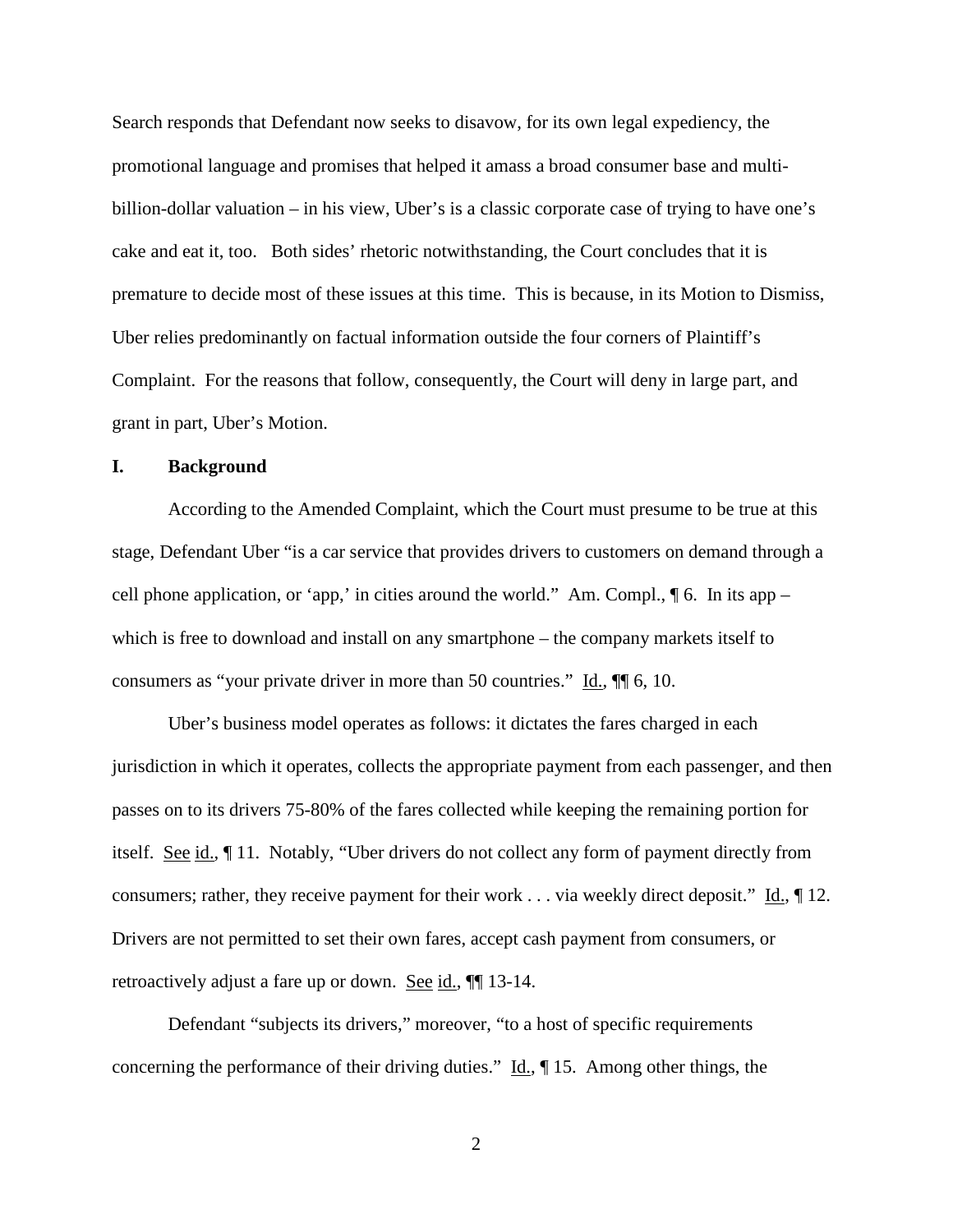Search responds that Defendant now seeks to disavow, for its own legal expediency, the promotional language and promises that helped it amass a broad consumer base and multi-billion-dollar valuation – in his view, Uber's is a classic corporate case of trying to have one's cake and eat it, too. Both sides' rhetoric notwithstanding, the Court concludes that it is premature to decide most of these issues at this time. This is because, in its Motion to Dismiss, Uber relies predominantly on factual information outside the four corners of Plaintiff's Complaint. For the reasons that follow, consequently, the Court will deny in large part, and grant in part, Uber's Motion.

## I. Background

According to the Amended Complaint, which the Court must presume to be true at this stage, Defendant Uber "is a car service that provides drivers to customers on demand through a cell phone application, or 'app,' in cities around the world." Am. Compl., ¶ 6. In its app – which is free to download and install on any smartphone – the company markets itself to consumers as "your private driver in more than 50 countries." Id., ¶¶ 6, 10.

Uber's business model operates as follows: it dictates the fares charged in each jurisdiction in which it operates, collects the appropriate payment from each passenger, and then passes on to its drivers 75-80% of the fares collected while keeping the remaining portion for itself. See id., ¶ 11. Notably, "Uber drivers do not collect any form of payment directly from consumers; rather, they receive payment for their work . . . via weekly direct deposit." Id., ¶ 12. Drivers are not permitted to set their own fares, accept cash payment from consumers, or retroactively adjust a fare up or down. See id., ¶¶ 13-14.

Defendant "subjects its drivers," moreover, "to a host of specific requirements concerning the performance of their driving duties." Id., ¶ 15. Among other things, the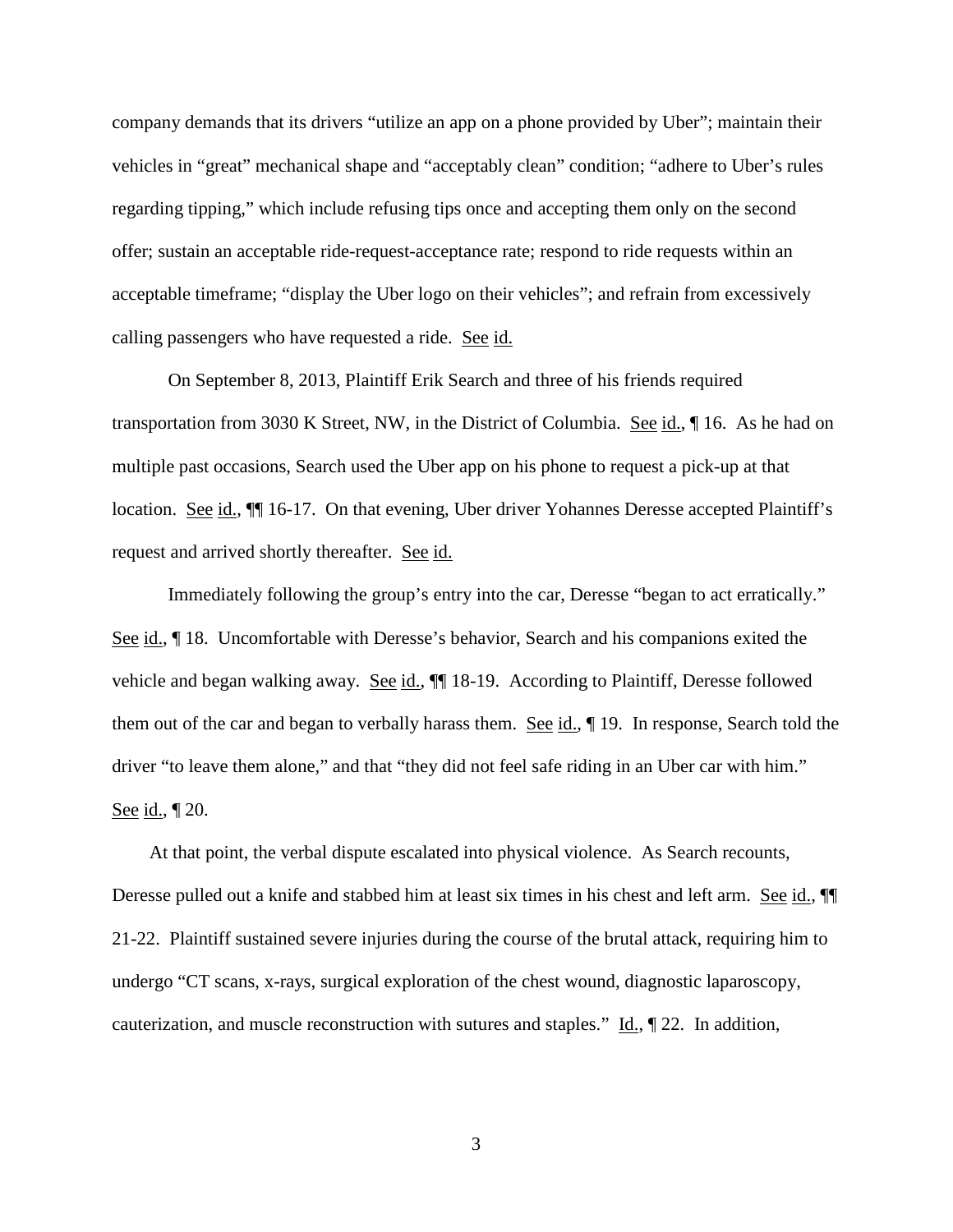company demands that its drivers "utilize an app on a phone provided by Uber"; maintain their vehicles in "great" mechanical shape and "acceptably clean" condition; "adhere to Uber's rules regarding tipping," which include refusing tips once and accepting them only on the second offer; sustain an acceptable ride-request-acceptance rate; respond to ride requests within an acceptable timeframe; "display the Uber logo on their vehicles"; and refrain from excessively calling passengers who have requested a ride. See id.

On September 8, 2013, Plaintiff Erik Search and three of his friends required transportation from 3030 K Street, NW, in the District of Columbia. See id., ¶ 16. As he had on multiple past occasions, Search used the Uber app on his phone to request a pick-up at that location. See id., ¶¶ 16-17. On that evening, Uber driver Yohannes Deresse accepted Plaintiff's request and arrived shortly thereafter. See id.

Immediately following the group's entry into the car, Deresse "began to act erratically." See id., ¶ 18. Uncomfortable with Deresse's behavior, Search and his companions exited the vehicle and began walking away. See id., ¶¶ 18-19. According to Plaintiff, Deresse followed them out of the car and began to verbally harass them. See id., ¶ 19. In response, Search told the driver "to leave them alone," and that "they did not feel safe riding in an Uber car with him." See id., ¶ 20.

At that point, the verbal dispute escalated into physical violence. As Search recounts, Deresse pulled out a knife and stabbed him at least six times in his chest and left arm. See id., ¶¶ 21-22. Plaintiff sustained severe injuries during the course of the brutal attack, requiring him to undergo "CT scans, x-rays, surgical exploration of the chest wound, diagnostic laparoscopy, cauterization, and muscle reconstruction with sutures and staples." Id., ¶ 22. In addition,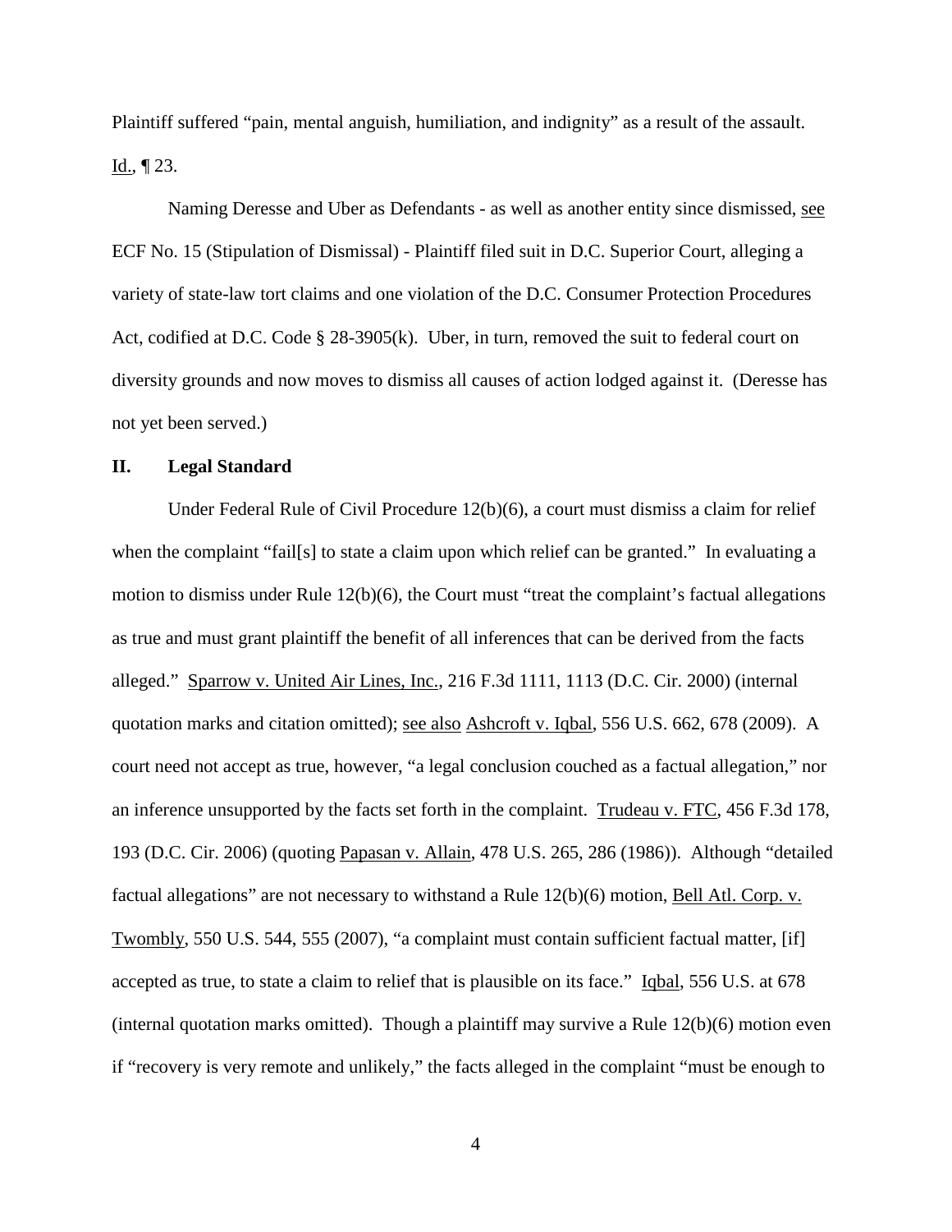Plaintiff suffered "pain, mental anguish, humiliation, and indignity" as a result of the assault. Id., ¶ 23.

Naming Deresse and Uber as Defendants - as well as another entity since dismissed, see ECF No. 15 (Stipulation of Dismissal) - Plaintiff filed suit in D.C. Superior Court, alleging a variety of state-law tort claims and one violation of the D.C. Consumer Protection Procedures Act, codified at D.C. Code § 28-3905(k). Uber, in turn, removed the suit to federal court on diversity grounds and now moves to dismiss all causes of action lodged against it. (Deresse has not yet been served.)

## II. Legal Standard

Under Federal Rule of Civil Procedure 12(b)(6), a court must dismiss a claim for relief when the complaint "fail[s] to state a claim upon which relief can be granted." In evaluating a motion to dismiss under Rule 12(b)(6), the Court must "treat the complaint's factual allegations as true and must grant plaintiff the benefit of all inferences that can be derived from the facts alleged." Sparrow v. United Air Lines, Inc., 216 F.3d 1111, 1113 (D.C. Cir. 2000) (internal quotation marks and citation omitted); see also Ashcroft v. Iqbal, 556 U.S. 662, 678 (2009). A court need not accept as true, however, "a legal conclusion couched as a factual allegation," nor an inference unsupported by the facts set forth in the complaint. Trudeau v. FTC, 456 F.3d 178, 193 (D.C. Cir. 2006) (quoting Papasan v. Allain, 478 U.S. 265, 286 (1986)). Although "detailed factual allegations" are not necessary to withstand a Rule 12(b)(6) motion, Bell Atl. Corp. v. Twombly, 550 U.S. 544, 555 (2007), "a complaint must contain sufficient factual matter, [if] accepted as true, to state a claim to relief that is plausible on its face." Iqbal, 556 U.S. at 678 (internal quotation marks omitted). Though a plaintiff may survive a Rule 12(b)(6) motion even if "recovery is very remote and unlikely," the facts alleged in the complaint "must be enough to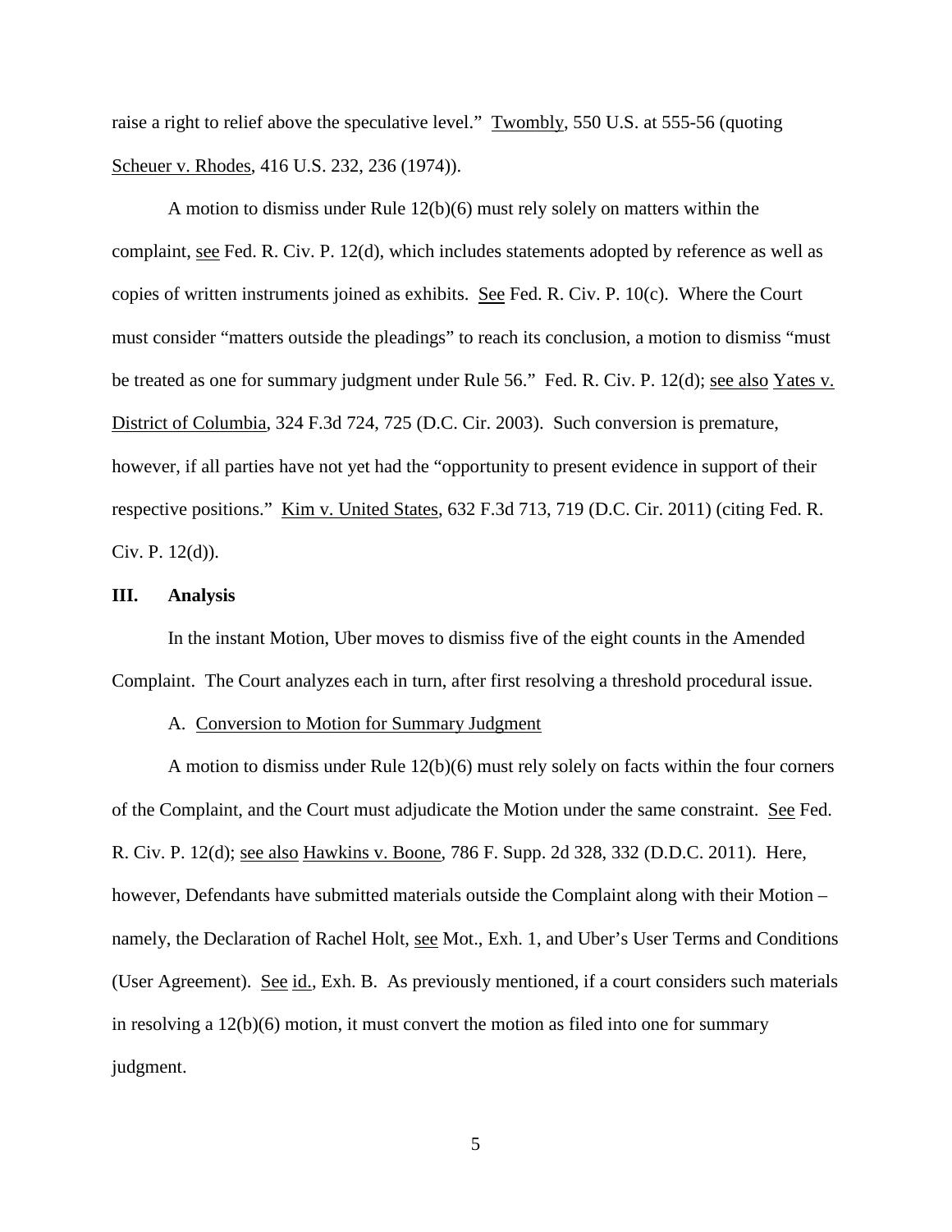raise a right to relief above the speculative level." Twombly, 550 U.S. at 555-56 (quoting Scheuer v. Rhodes, 416 U.S. 232, 236 (1974)).

A motion to dismiss under Rule 12(b)(6) must rely solely on matters within the complaint, see Fed. R. Civ. P. 12(d), which includes statements adopted by reference as well as copies of written instruments joined as exhibits. See Fed. R. Civ. P. 10(c). Where the Court must consider "matters outside the pleadings" to reach its conclusion, a motion to dismiss "must be treated as one for summary judgment under Rule 56." Fed. R. Civ. P. 12(d); see also Yates v. District of Columbia, 324 F.3d 724, 725 (D.C. Cir. 2003). Such conversion is premature, however, if all parties have not yet had the "opportunity to present evidence in support of their respective positions." Kim v. United States, 632 F.3d 713, 719 (D.C. Cir. 2011) (citing Fed. R. Civ. P. 12(d)).

## III. Analysis

In the instant Motion, Uber moves to dismiss five of the eight counts in the Amended Complaint. The Court analyzes each in turn, after first resolving a threshold procedural issue.

### A. Conversion to Motion for Summary Judgment

A motion to dismiss under Rule 12(b)(6) must rely solely on facts within the four corners of the Complaint, and the Court must adjudicate the Motion under the same constraint. See Fed. R. Civ. P. 12(d); see also Hawkins v. Boone, 786 F. Supp. 2d 328, 332 (D.D.C. 2011). Here, however, Defendants have submitted materials outside the Complaint along with their Motion – namely, the Declaration of Rachel Holt, see Mot., Exh. 1, and Uber's User Terms and Conditions (User Agreement). See id., Exh. B. As previously mentioned, if a court considers such materials in resolving a 12(b)(6) motion, it must convert the motion as filed into one for summary judgment.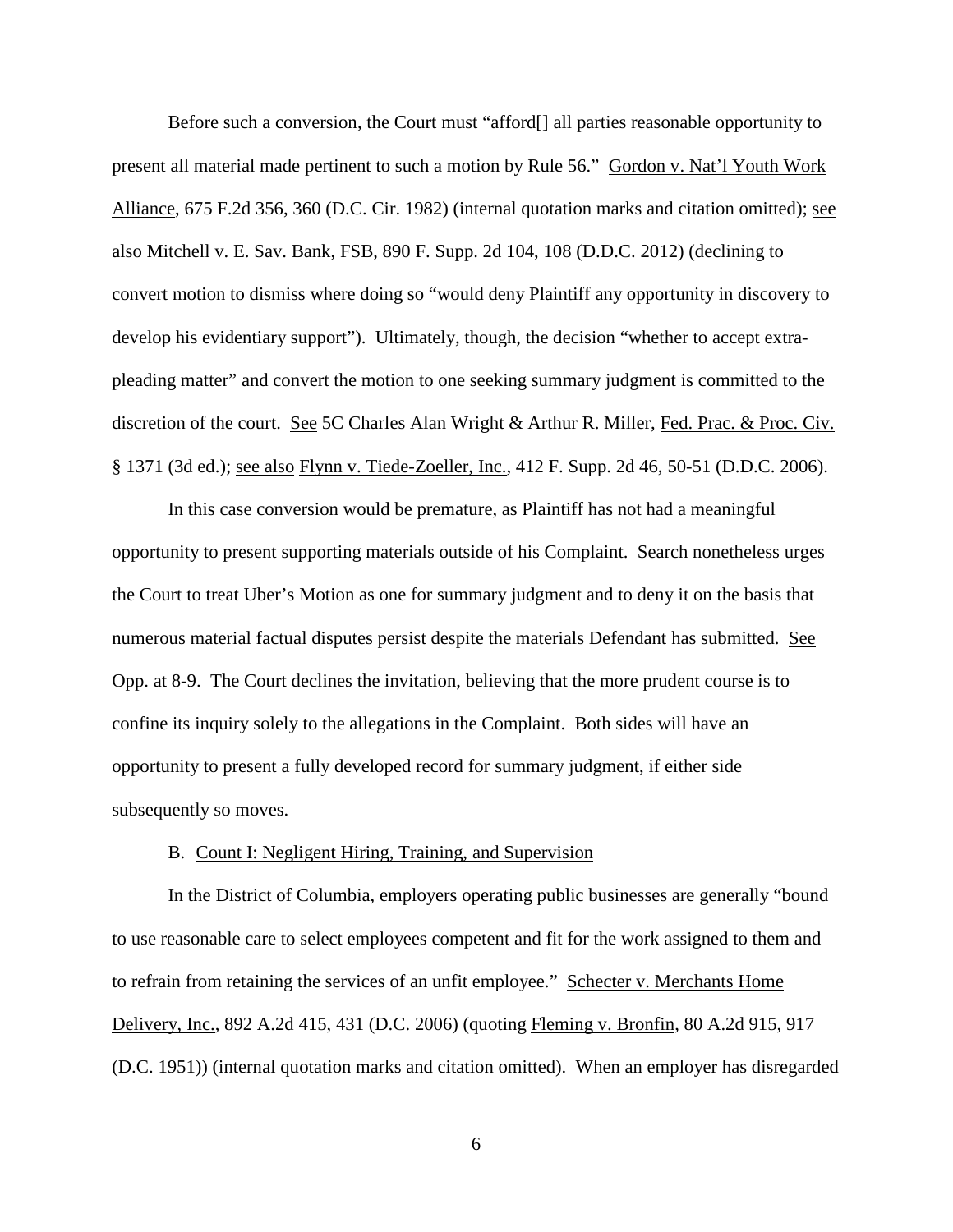Before such a conversion, the Court must "afford[] all parties reasonable opportunity to present all material made pertinent to such a motion by Rule 56." Gordon v. Nat'l Youth Work Alliance, 675 F.2d 356, 360 (D.C. Cir. 1982) (internal quotation marks and citation omitted); see also Mitchell v. E. Sav. Bank, FSB, 890 F. Supp. 2d 104, 108 (D.D.C. 2012) (declining to convert motion to dismiss where doing so "would deny Plaintiff any opportunity in discovery to develop his evidentiary support"). Ultimately, though, the decision "whether to accept extra-pleading matter" and convert the motion to one seeking summary judgment is committed to the discretion of the court. See 5C Charles Alan Wright & Arthur R. Miller, Fed. Prac. & Proc. Civ. § 1371 (3d ed.); see also Flynn v. Tiede-Zoeller, Inc., 412 F. Supp. 2d 46, 50-51 (D.D.C. 2006).

In this case conversion would be premature, as Plaintiff has not had a meaningful opportunity to present supporting materials outside of his Complaint. Search nonetheless urges the Court to treat Uber's Motion as one for summary judgment and to deny it on the basis that numerous material factual disputes persist despite the materials Defendant has submitted. See Opp. at 8-9. The Court declines the invitation, believing that the more prudent course is to confine its inquiry solely to the allegations in the Complaint. Both sides will have an opportunity to present a fully developed record for summary judgment, if either side subsequently so moves.

### B. Count I: Negligent Hiring, Training, and Supervision

In the District of Columbia, employers operating public businesses are generally "bound to use reasonable care to select employees competent and fit for the work assigned to them and to refrain from retaining the services of an unfit employee." Schecter v. Merchants Home Delivery, Inc., 892 A.2d 415, 431 (D.C. 2006) (quoting Fleming v. Bronfin, 80 A.2d 915, 917 (D.C. 1951)) (internal quotation marks and citation omitted). When an employer has disregarded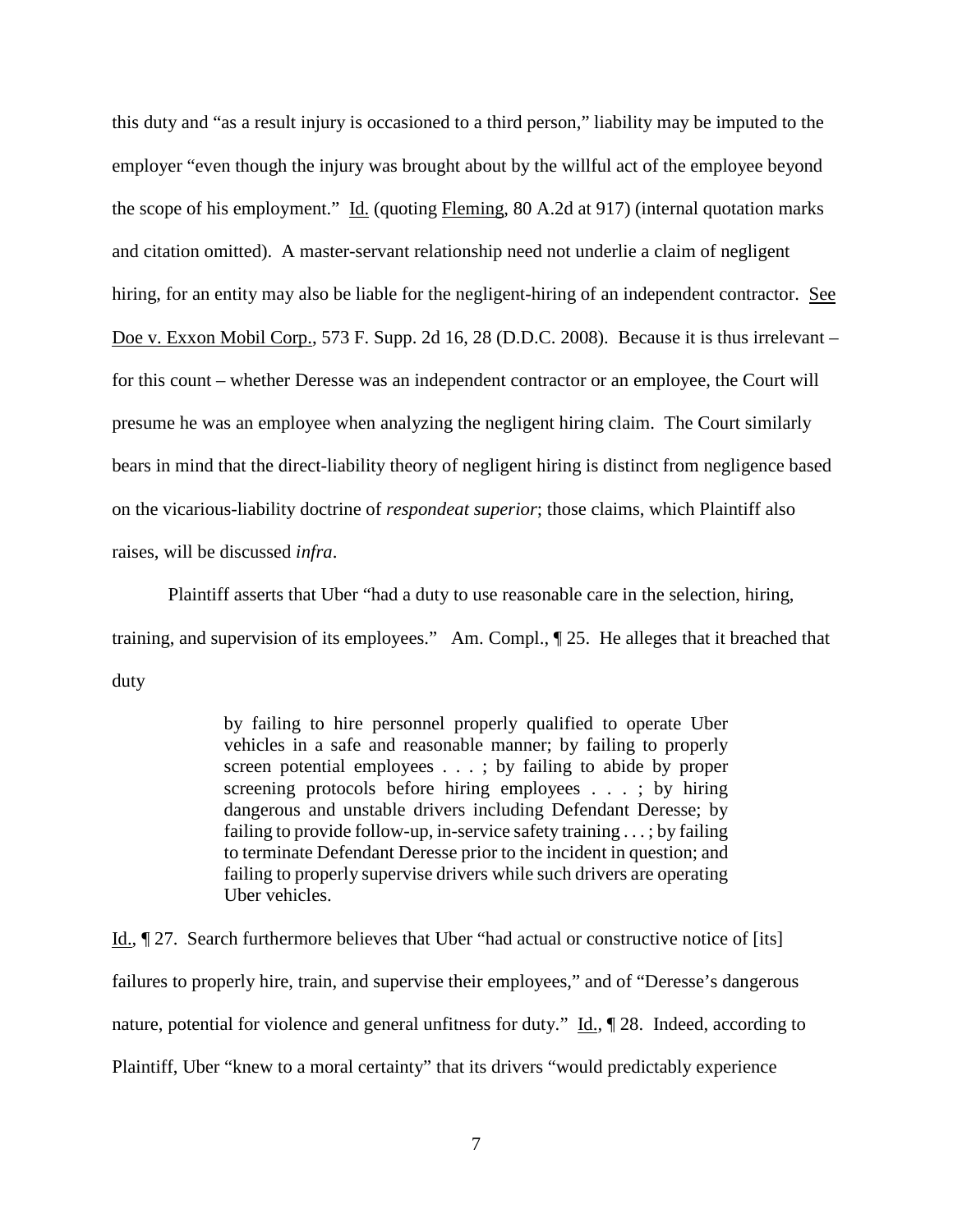this duty and "as a result injury is occasioned to a third person," liability may be imputed to the employer "even though the injury was brought about by the willful act of the employee beyond the scope of his employment." Id. (quoting Fleming, 80 A.2d at 917) (internal quotation marks and citation omitted). A master-servant relationship need not underlie a claim of negligent hiring, for an entity may also be liable for the negligent-hiring of an independent contractor. See Doe v. Exxon Mobil Corp., 573 F. Supp. 2d 16, 28 (D.D.C. 2008). Because it is thus irrelevant – for this count – whether Deresse was an independent contractor or an employee, the Court will presume he was an employee when analyzing the negligent hiring claim. The Court similarly bears in mind that the direct-liability theory of negligent hiring is distinct from negligence based on the vicarious-liability doctrine of *respondeat superior*; those claims, which Plaintiff also raises, will be discussed *infra*.

Plaintiff asserts that Uber "had a duty to use reasonable care in the selection, hiring, training, and supervision of its employees." Am. Compl., ¶ 25. He alleges that it breached that duty

> by failing to hire personnel properly qualified to operate Uber vehicles in a safe and reasonable manner; by failing to properly screen potential employees . . . ; by failing to abide by proper screening protocols before hiring employees . . . ; by hiring dangerous and unstable drivers including Defendant Deresse; by failing to provide follow-up, in-service safety training . . . ; by failing to terminate Defendant Deresse prior to the incident in question; and failing to properly supervise drivers while such drivers are operating Uber vehicles.

Id., ¶ 27. Search furthermore believes that Uber "had actual or constructive notice of [its] failures to properly hire, train, and supervise their employees," and of "Deresse's dangerous nature, potential for violence and general unfitness for duty." Id., ¶ 28. Indeed, according to Plaintiff, Uber "knew to a moral certainty" that its drivers "would predictably experience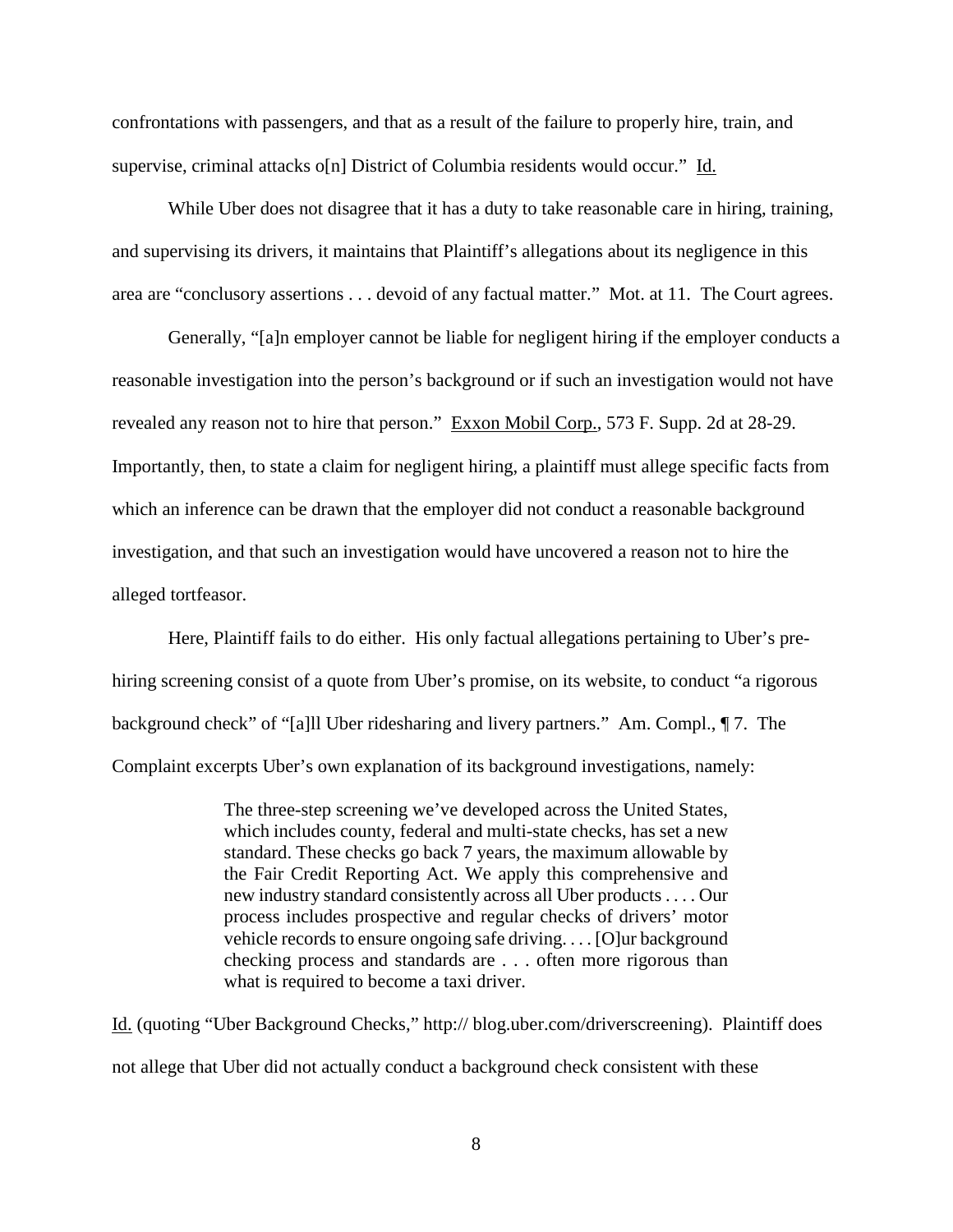confrontations with passengers, and that as a result of the failure to properly hire, train, and supervise, criminal attacks o[n] District of Columbia residents would occur." Id.

While Uber does not disagree that it has a duty to take reasonable care in hiring, training, and supervising its drivers, it maintains that Plaintiff's allegations about its negligence in this area are "conclusory assertions . . . devoid of any factual matter." Mot. at 11. The Court agrees.

Generally, "[a]n employer cannot be liable for negligent hiring if the employer conducts a reasonable investigation into the person's background or if such an investigation would not have revealed any reason not to hire that person." Exxon Mobil Corp., 573 F. Supp. 2d at 28-29. Importantly, then, to state a claim for negligent hiring, a plaintiff must allege specific facts from which an inference can be drawn that the employer did not conduct a reasonable background investigation, and that such an investigation would have uncovered a reason not to hire the alleged tortfeasor.

Here, Plaintiff fails to do either. His only factual allegations pertaining to Uber's pre-hiring screening consist of a quote from Uber's promise, on its website, to conduct "a rigorous background check" of "[a]ll Uber ridesharing and livery partners." Am. Compl., ¶ 7. The Complaint excerpts Uber's own explanation of its background investigations, namely:

> The three-step screening we've developed across the United States, which includes county, federal and multi-state checks, has set a new standard. These checks go back 7 years, the maximum allowable by the Fair Credit Reporting Act. We apply this comprehensive and new industry standard consistently across all Uber products . . . . Our process includes prospective and regular checks of drivers' motor vehicle records to ensure ongoing safe driving. . . . [O]ur background checking process and standards are . . . often more rigorous than what is required to become a taxi driver.

Id. (quoting "Uber Background Checks," http:// blog.uber.com/driverscreening). Plaintiff does not allege that Uber did not actually conduct a background check consistent with these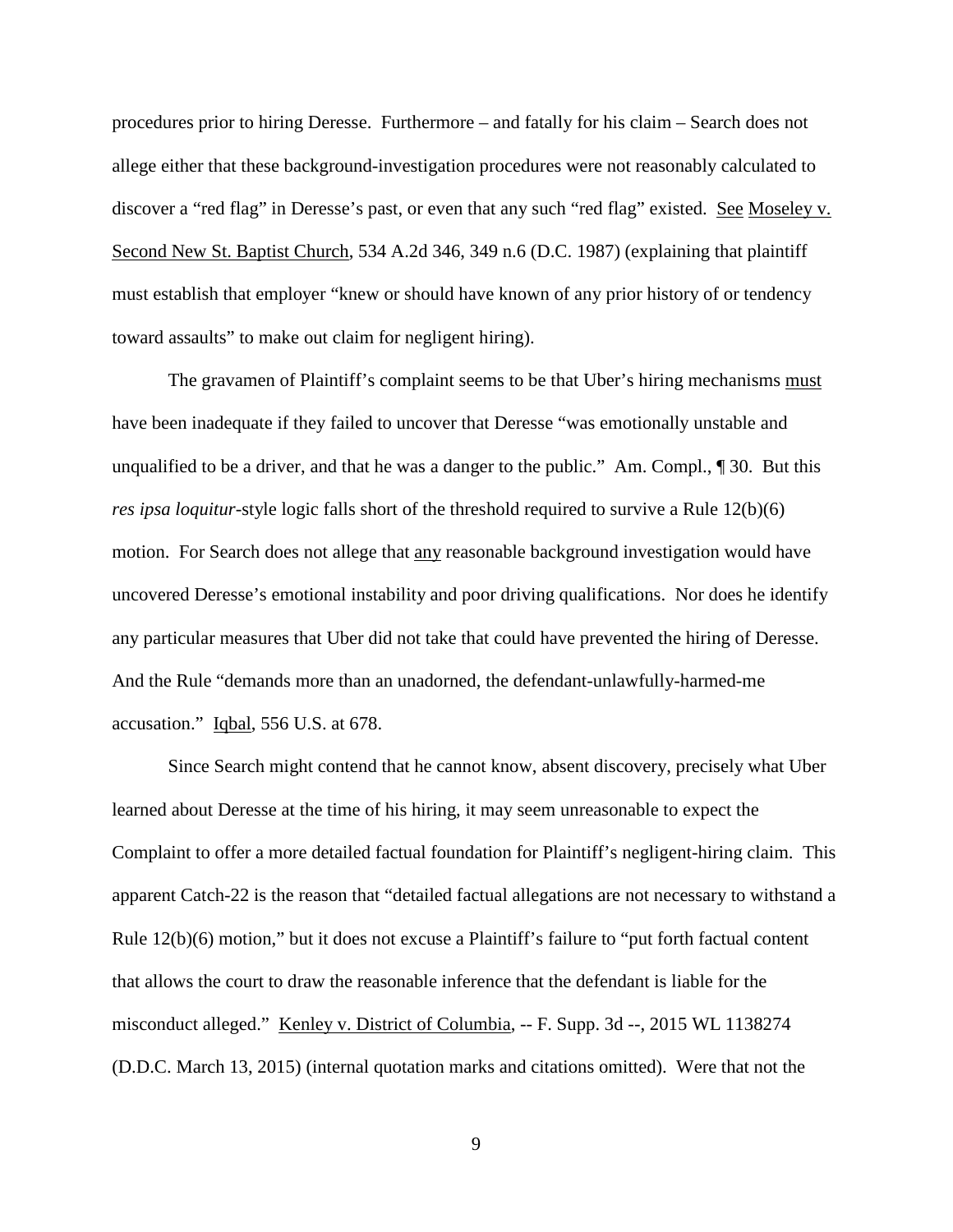procedures prior to hiring Deresse. Furthermore – and fatally for his claim – Search does not allege either that these background-investigation procedures were not reasonably calculated to discover a "red flag" in Deresse's past, or even that any such "red flag" existed. See Moseley v. Second New St. Baptist Church, 534 A.2d 346, 349 n.6 (D.C. 1987) (explaining that plaintiff must establish that employer "knew or should have known of any prior history of or tendency toward assaults" to make out claim for negligent hiring).

The gravamen of Plaintiff's complaint seems to be that Uber's hiring mechanisms must have been inadequate if they failed to uncover that Deresse "was emotionally unstable and unqualified to be a driver, and that he was a danger to the public." Am. Compl., ¶ 30. But this *res ipsa loquitur*-style logic falls short of the threshold required to survive a Rule 12(b)(6) motion. For Search does not allege that any reasonable background investigation would have uncovered Deresse's emotional instability and poor driving qualifications. Nor does he identify any particular measures that Uber did not take that could have prevented the hiring of Deresse. And the Rule "demands more than an unadorned, the defendant-unlawfully-harmed-me accusation." Iqbal, 556 U.S. at 678.

Since Search might contend that he cannot know, absent discovery, precisely what Uber learned about Deresse at the time of his hiring, it may seem unreasonable to expect the Complaint to offer a more detailed factual foundation for Plaintiff's negligent-hiring claim. This apparent Catch-22 is the reason that "detailed factual allegations are not necessary to withstand a Rule 12(b)(6) motion," but it does not excuse a Plaintiff's failure to "put forth factual content that allows the court to draw the reasonable inference that the defendant is liable for the misconduct alleged." Kenley v. District of Columbia, -- F. Supp. 3d --, 2015 WL 1138274 (D.D.C. March 13, 2015) (internal quotation marks and citations omitted). Were that not the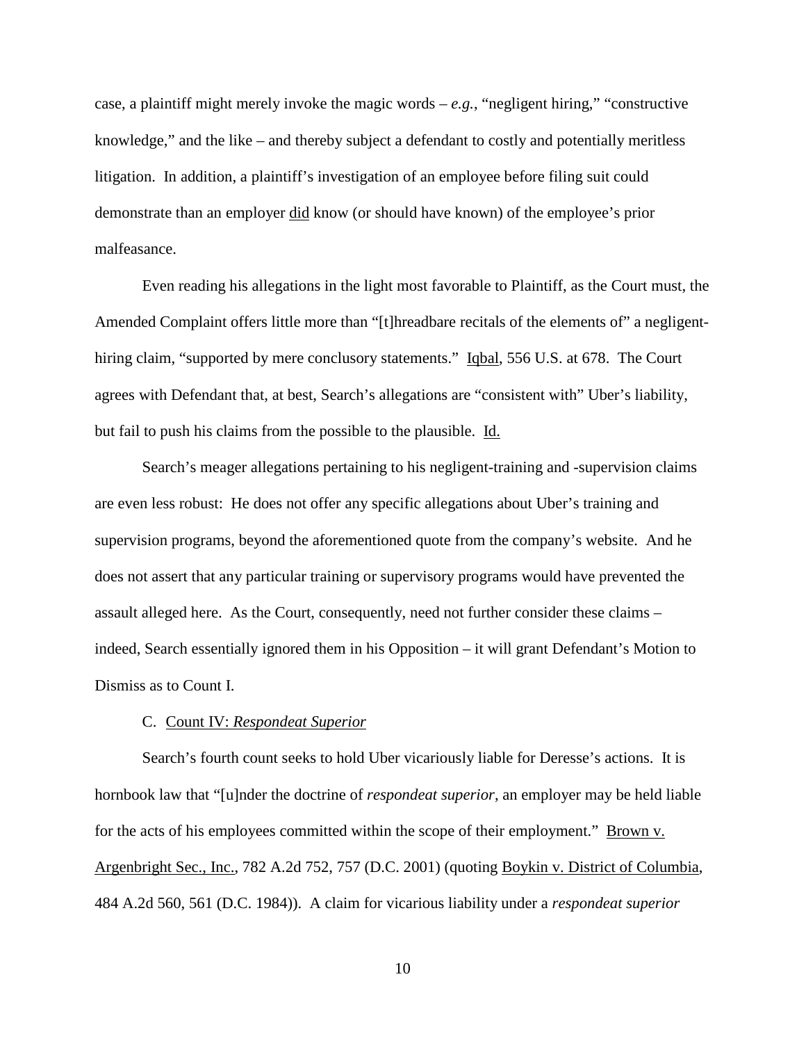case, a plaintiff might merely invoke the magic words – *e.g.*, "negligent hiring," "constructive knowledge," and the like – and thereby subject a defendant to costly and potentially meritless litigation. In addition, a plaintiff's investigation of an employee before filing suit could demonstrate than an employer did know (or should have known) of the employee's prior malfeasance.

Even reading his allegations in the light most favorable to Plaintiff, as the Court must, the Amended Complaint offers little more than "[t]hreadbare recitals of the elements of" a negligent-hiring claim, "supported by mere conclusory statements." Iqbal, 556 U.S. at 678. The Court agrees with Defendant that, at best, Search's allegations are "consistent with" Uber's liability, but fail to push his claims from the possible to the plausible. Id.

Search's meager allegations pertaining to his negligent-training and -supervision claims are even less robust: He does not offer any specific allegations about Uber's training and supervision programs, beyond the aforementioned quote from the company's website. And he does not assert that any particular training or supervisory programs would have prevented the assault alleged here. As the Court, consequently, need not further consider these claims – indeed, Search essentially ignored them in his Opposition – it will grant Defendant's Motion to Dismiss as to Count I.

### C. Count IV: *Respondeat Superior*

Search's fourth count seeks to hold Uber vicariously liable for Deresse's actions. It is hornbook law that "[u]nder the doctrine of *respondeat superior*, an employer may be held liable for the acts of his employees committed within the scope of their employment." Brown v. Argenbright Sec., Inc., 782 A.2d 752, 757 (D.C. 2001) (quoting Boykin v. District of Columbia, 484 A.2d 560, 561 (D.C. 1984)). A claim for vicarious liability under a *respondeat superior*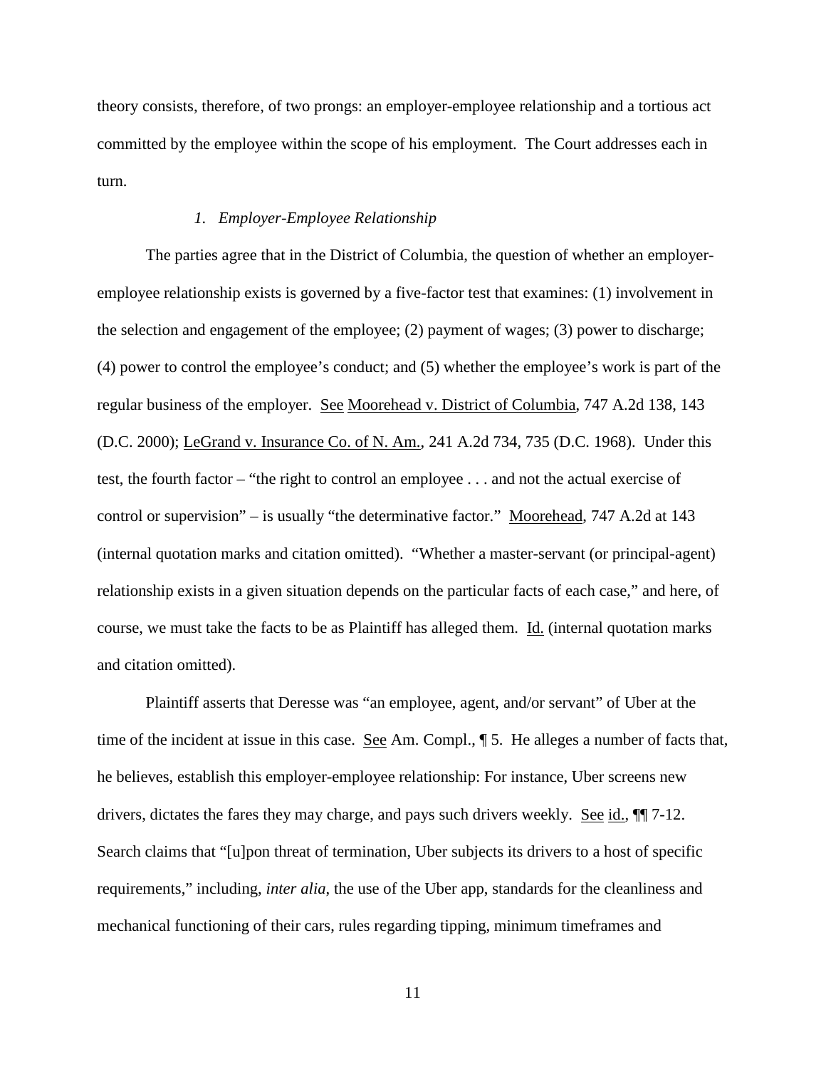theory consists, therefore, of two prongs: an employer-employee relationship and a tortious act committed by the employee within the scope of his employment. The Court addresses each in turn.

### *1. Employer-Employee Relationship*

The parties agree that in the District of Columbia, the question of whether an employer-employee relationship exists is governed by a five-factor test that examines: (1) involvement in the selection and engagement of the employee; (2) payment of wages; (3) power to discharge; (4) power to control the employee's conduct; and (5) whether the employee's work is part of the regular business of the employer. See Moorehead v. District of Columbia, 747 A.2d 138, 143 (D.C. 2000); LeGrand v. Insurance Co. of N. Am., 241 A.2d 734, 735 (D.C. 1968). Under this test, the fourth factor – "the right to control an employee . . . and not the actual exercise of control or supervision" – is usually "the determinative factor." Moorehead, 747 A.2d at 143 (internal quotation marks and citation omitted). "Whether a master-servant (or principal-agent) relationship exists in a given situation depends on the particular facts of each case," and here, of course, we must take the facts to be as Plaintiff has alleged them. Id. (internal quotation marks and citation omitted).

Plaintiff asserts that Deresse was "an employee, agent, and/or servant" of Uber at the time of the incident at issue in this case. See Am. Compl., ¶ 5. He alleges a number of facts that, he believes, establish this employer-employee relationship: For instance, Uber screens new drivers, dictates the fares they may charge, and pays such drivers weekly. See id., ¶¶ 7-12. Search claims that "[u]pon threat of termination, Uber subjects its drivers to a host of specific requirements," including, *inter alia*, the use of the Uber app, standards for the cleanliness and mechanical functioning of their cars, rules regarding tipping, minimum timeframes and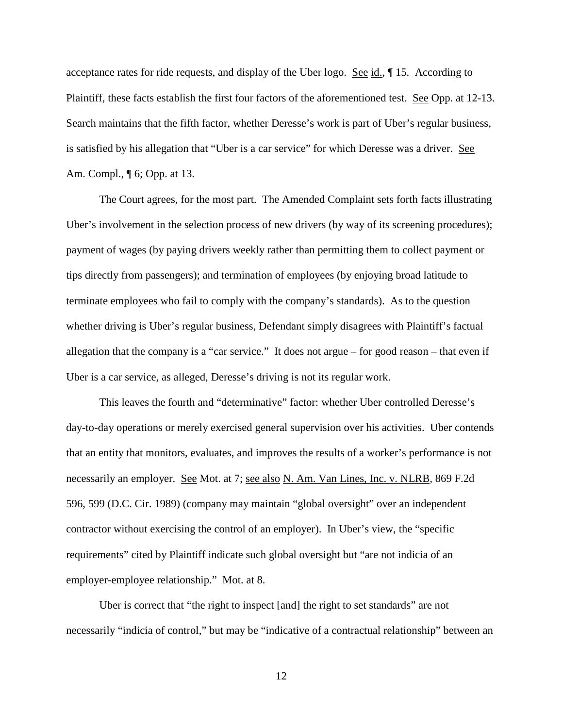acceptance rates for ride requests, and display of the Uber logo. See id., ¶ 15. According to Plaintiff, these facts establish the first four factors of the aforementioned test. See Opp. at 12-13. Search maintains that the fifth factor, whether Deresse's work is part of Uber's regular business, is satisfied by his allegation that "Uber is a car service" for which Deresse was a driver. See Am. Compl., ¶ 6; Opp. at 13.

The Court agrees, for the most part. The Amended Complaint sets forth facts illustrating Uber's involvement in the selection process of new drivers (by way of its screening procedures); payment of wages (by paying drivers weekly rather than permitting them to collect payment or tips directly from passengers); and termination of employees (by enjoying broad latitude to terminate employees who fail to comply with the company's standards). As to the question whether driving is Uber's regular business, Defendant simply disagrees with Plaintiff's factual allegation that the company is a "car service." It does not argue – for good reason – that even if Uber is a car service, as alleged, Deresse's driving is not its regular work.

This leaves the fourth and "determinative" factor: whether Uber controlled Deresse's day-to-day operations or merely exercised general supervision over his activities. Uber contends that an entity that monitors, evaluates, and improves the results of a worker's performance is not necessarily an employer. See Mot. at 7; see also N. Am. Van Lines, Inc. v. NLRB, 869 F.2d 596, 599 (D.C. Cir. 1989) (company may maintain "global oversight" over an independent contractor without exercising the control of an employer). In Uber's view, the "specific requirements" cited by Plaintiff indicate such global oversight but "are not indicia of an employer-employee relationship." Mot. at 8.

Uber is correct that "the right to inspect [and] the right to set standards" are not necessarily "indicia of control," but may be "indicative of a contractual relationship" between an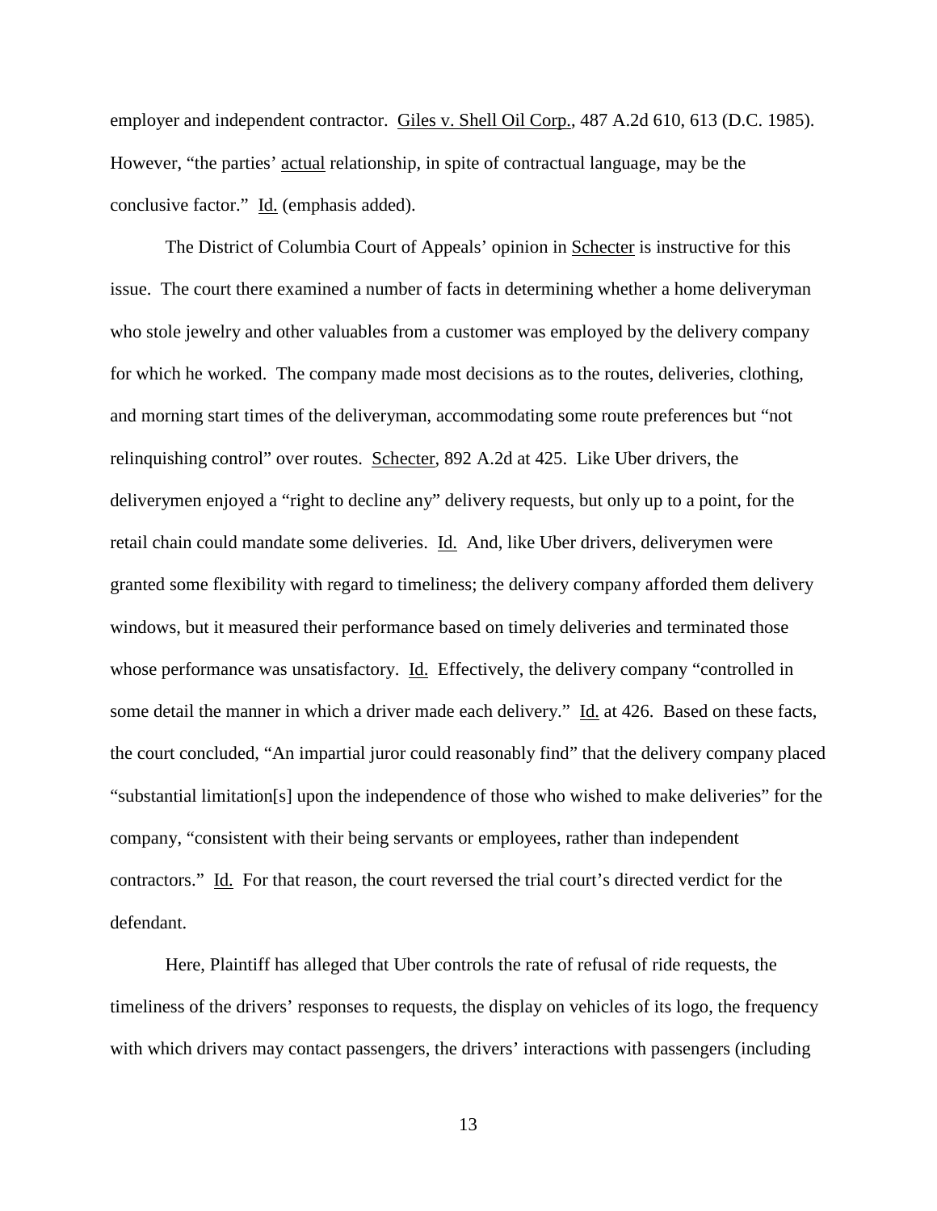employer and independent contractor. Giles v. Shell Oil Corp., 487 A.2d 610, 613 (D.C. 1985). However, "the parties' actual relationship, in spite of contractual language, may be the conclusive factor." Id. (emphasis added).

The District of Columbia Court of Appeals' opinion in Schecter is instructive for this issue. The court there examined a number of facts in determining whether a home deliveryman who stole jewelry and other valuables from a customer was employed by the delivery company for which he worked. The company made most decisions as to the routes, deliveries, clothing, and morning start times of the deliveryman, accommodating some route preferences but "not relinquishing control" over routes. Schecter, 892 A.2d at 425. Like Uber drivers, the deliverymen enjoyed a "right to decline any" delivery requests, but only up to a point, for the retail chain could mandate some deliveries. Id. And, like Uber drivers, deliverymen were granted some flexibility with regard to timeliness; the delivery company afforded them delivery windows, but it measured their performance based on timely deliveries and terminated those whose performance was unsatisfactory. Id. Effectively, the delivery company "controlled in some detail the manner in which a driver made each delivery." Id. at 426. Based on these facts, the court concluded, "An impartial juror could reasonably find" that the delivery company placed "substantial limitation[s] upon the independence of those who wished to make deliveries" for the company, "consistent with their being servants or employees, rather than independent contractors." Id. For that reason, the court reversed the trial court's directed verdict for the defendant.

Here, Plaintiff has alleged that Uber controls the rate of refusal of ride requests, the timeliness of the drivers' responses to requests, the display on vehicles of its logo, the frequency with which drivers may contact passengers, the drivers' interactions with passengers (including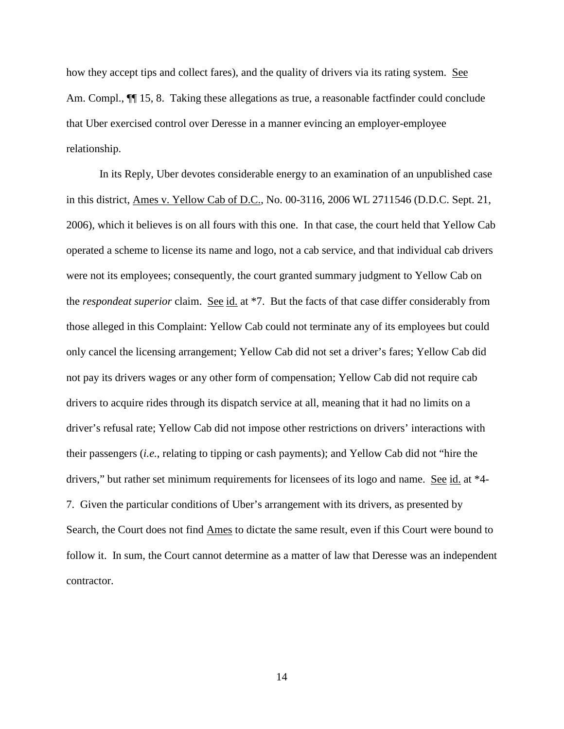how they accept tips and collect fares), and the quality of drivers via its rating system. See Am. Compl., ¶¶ 15, 8. Taking these allegations as true, a reasonable factfinder could conclude that Uber exercised control over Deresse in a manner evincing an employer-employee relationship.

In its Reply, Uber devotes considerable energy to an examination of an unpublished case in this district, Ames v. Yellow Cab of D.C., No. 00-3116, 2006 WL 2711546 (D.D.C. Sept. 21, 2006), which it believes is on all fours with this one. In that case, the court held that Yellow Cab operated a scheme to license its name and logo, not a cab service, and that individual cab drivers were not its employees; consequently, the court granted summary judgment to Yellow Cab on the *respondeat superior* claim. See id. at *7. But the facts of that case differ considerably from those alleged in this Complaint: Yellow Cab could not terminate any of its employees but could only cancel the licensing arrangement; Yellow Cab did not set a driver's fares; Yellow Cab did not pay its drivers wages or any other form of compensation; Yellow Cab did not require cab drivers to acquire rides through its dispatch service at all, meaning that it had no limits on a driver's refusal rate; Yellow Cab did not impose other restrictions on drivers' interactions with their passengers (*i.e.*, relating to tipping or cash payments); and Yellow Cab did not "hire the drivers," but rather set minimum requirements for licensees of its logo and name. See id. at *4-7. Given the particular conditions of Uber's arrangement with its drivers, as presented by Search, the Court does not find Ames to dictate the same result, even if this Court were bound to follow it. In sum, the Court cannot determine as a matter of law that Deresse was an independent contractor.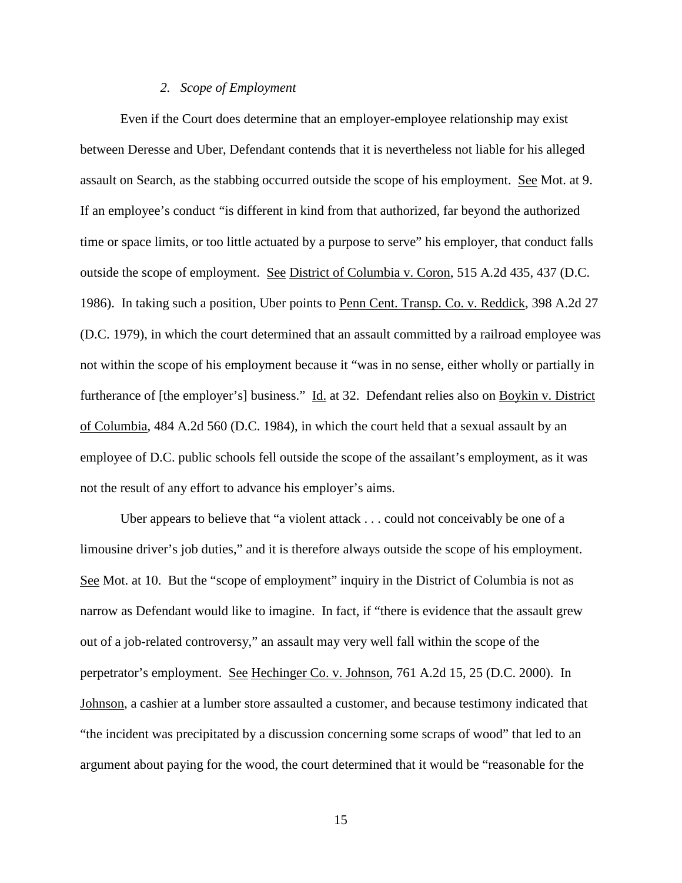### *2. Scope of Employment*

Even if the Court does determine that an employer-employee relationship may exist between Deresse and Uber, Defendant contends that it is nevertheless not liable for his alleged assault on Search, as the stabbing occurred outside the scope of his employment. See Mot. at 9. If an employee's conduct "is different in kind from that authorized, far beyond the authorized time or space limits, or too little actuated by a purpose to serve" his employer, that conduct falls outside the scope of employment. See District of Columbia v. Coron, 515 A.2d 435, 437 (D.C. 1986). In taking such a position, Uber points to Penn Cent. Transp. Co. v. Reddick, 398 A.2d 27 (D.C. 1979), in which the court determined that an assault committed by a railroad employee was not within the scope of his employment because it "was in no sense, either wholly or partially in furtherance of [the employer's] business." Id. at 32. Defendant relies also on Boykin v. District of Columbia, 484 A.2d 560 (D.C. 1984), in which the court held that a sexual assault by an employee of D.C. public schools fell outside the scope of the assailant's employment, as it was not the result of any effort to advance his employer's aims.

Uber appears to believe that "a violent attack . . . could not conceivably be one of a limousine driver's job duties," and it is therefore always outside the scope of his employment. See Mot. at 10. But the "scope of employment" inquiry in the District of Columbia is not as narrow as Defendant would like to imagine. In fact, if "there is evidence that the assault grew out of a job-related controversy," an assault may very well fall within the scope of the perpetrator's employment. See Hechinger Co. v. Johnson, 761 A.2d 15, 25 (D.C. 2000). In Johnson, a cashier at a lumber store assaulted a customer, and because testimony indicated that "the incident was precipitated by a discussion concerning some scraps of wood" that led to an argument about paying for the wood, the court determined that it would be "reasonable for the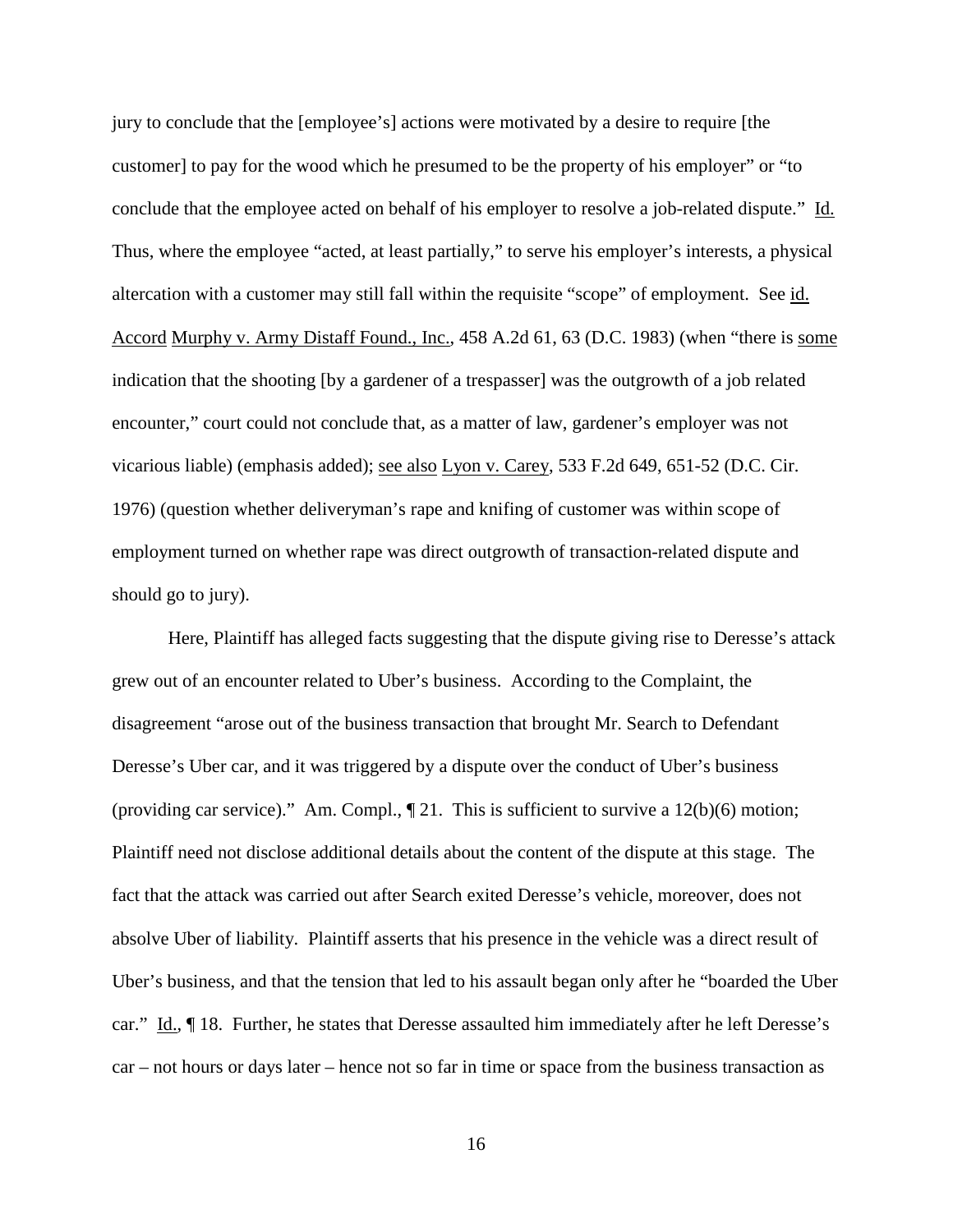jury to conclude that the [employee's] actions were motivated by a desire to require [the customer] to pay for the wood which he presumed to be the property of his employer" or "to conclude that the employee acted on behalf of his employer to resolve a job-related dispute." Id. Thus, where the employee "acted, at least partially," to serve his employer's interests, a physical altercation with a customer may still fall within the requisite "scope" of employment. See id. Accord Murphy v. Army Distaff Found., Inc., 458 A.2d 61, 63 (D.C. 1983) (when "there is some indication that the shooting [by a gardener of a trespasser] was the outgrowth of a job related encounter," court could not conclude that, as a matter of law, gardener's employer was not vicarious liable) (emphasis added); see also Lyon v. Carey, 533 F.2d 649, 651-52 (D.C. Cir. 1976) (question whether deliveryman's rape and knifing of customer was within scope of employment turned on whether rape was direct outgrowth of transaction-related dispute and should go to jury).

Here, Plaintiff has alleged facts suggesting that the dispute giving rise to Deresse's attack grew out of an encounter related to Uber's business. According to the Complaint, the disagreement "arose out of the business transaction that brought Mr. Search to Defendant Deresse's Uber car, and it was triggered by a dispute over the conduct of Uber's business (providing car service)." Am. Compl., ¶ 21. This is sufficient to survive a 12(b)(6) motion; Plaintiff need not disclose additional details about the content of the dispute at this stage. The fact that the attack was carried out after Search exited Deresse's vehicle, moreover, does not absolve Uber of liability. Plaintiff asserts that his presence in the vehicle was a direct result of Uber's business, and that the tension that led to his assault began only after he "boarded the Uber car." Id., ¶ 18. Further, he states that Deresse assaulted him immediately after he left Deresse's car – not hours or days later – hence not so far in time or space from the business transaction as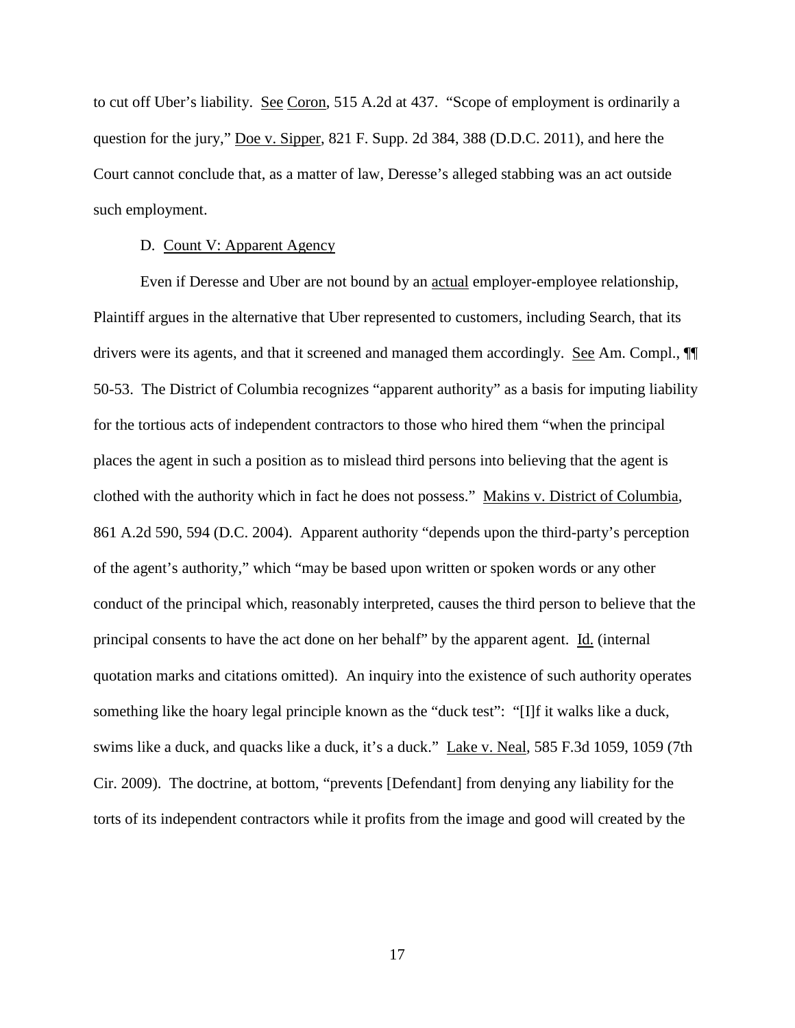to cut off Uber's liability. See Coron, 515 A.2d at 437. "Scope of employment is ordinarily a question for the jury," Doe v. Sipper, 821 F. Supp. 2d 384, 388 (D.D.C. 2011), and here the Court cannot conclude that, as a matter of law, Deresse's alleged stabbing was an act outside such employment.

D. Count V: Apparent Agency

Even if Deresse and Uber are not bound by an actual employer-employee relationship, Plaintiff argues in the alternative that Uber represented to customers, including Search, that its drivers were its agents, and that it screened and managed them accordingly. See Am. Compl., ¶¶ 50-53. The District of Columbia recognizes "apparent authority" as a basis for imputing liability for the tortious acts of independent contractors to those who hired them "when the principal places the agent in such a position as to mislead third persons into believing that the agent is clothed with the authority which in fact he does not possess." Makins v. District of Columbia, 861 A.2d 590, 594 (D.C. 2004). Apparent authority "depends upon the third-party's perception of the agent's authority," which "may be based upon written or spoken words or any other conduct of the principal which, reasonably interpreted, causes the third person to believe that the principal consents to have the act done on her behalf" by the apparent agent. Id. (internal quotation marks and citations omitted). An inquiry into the existence of such authority operates something like the hoary legal principle known as the "duck test": "[I]f it walks like a duck, swims like a duck, and quacks like a duck, it's a duck." Lake v. Neal, 585 F.3d 1059, 1059 (7th Cir. 2009). The doctrine, at bottom, "prevents [Defendant] from denying any liability for the torts of its independent contractors while it profits from the image and good will created by the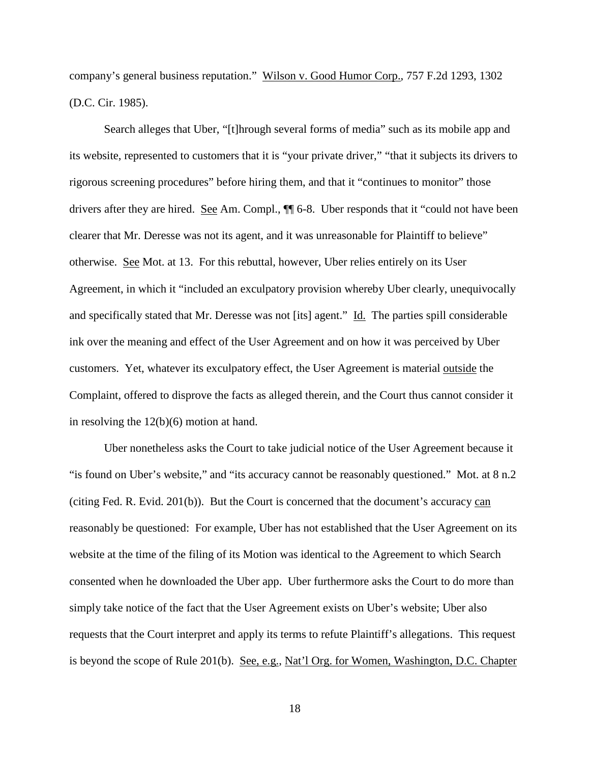company's general business reputation." Wilson v. Good Humor Corp., 757 F.2d 1293, 1302 (D.C. Cir. 1985).

Search alleges that Uber, "[t]hrough several forms of media" such as its mobile app and its website, represented to customers that it is "your private driver," "that it subjects its drivers to rigorous screening procedures" before hiring them, and that it "continues to monitor" those drivers after they are hired. See Am. Compl., ¶¶ 6-8. Uber responds that it "could not have been clearer that Mr. Deresse was not its agent, and it was unreasonable for Plaintiff to believe" otherwise. See Mot. at 13. For this rebuttal, however, Uber relies entirely on its User Agreement, in which it "included an exculpatory provision whereby Uber clearly, unequivocally and specifically stated that Mr. Deresse was not [its] agent." Id. The parties spill considerable ink over the meaning and effect of the User Agreement and on how it was perceived by Uber customers. Yet, whatever its exculpatory effect, the User Agreement is material outside the Complaint, offered to disprove the facts as alleged therein, and the Court thus cannot consider it in resolving the 12(b)(6) motion at hand.

Uber nonetheless asks the Court to take judicial notice of the User Agreement because it "is found on Uber's website," and "its accuracy cannot be reasonably questioned." Mot. at 8 n.2 (citing Fed. R. Evid. 201(b)). But the Court is concerned that the document's accuracy can reasonably be questioned: For example, Uber has not established that the User Agreement on its website at the time of the filing of its Motion was identical to the Agreement to which Search consented when he downloaded the Uber app. Uber furthermore asks the Court to do more than simply take notice of the fact that the User Agreement exists on Uber's website; Uber also requests that the Court interpret and apply its terms to refute Plaintiff's allegations. This request is beyond the scope of Rule 201(b). See, e.g., Nat'l Org. for Women, Washington, D.C. Chapter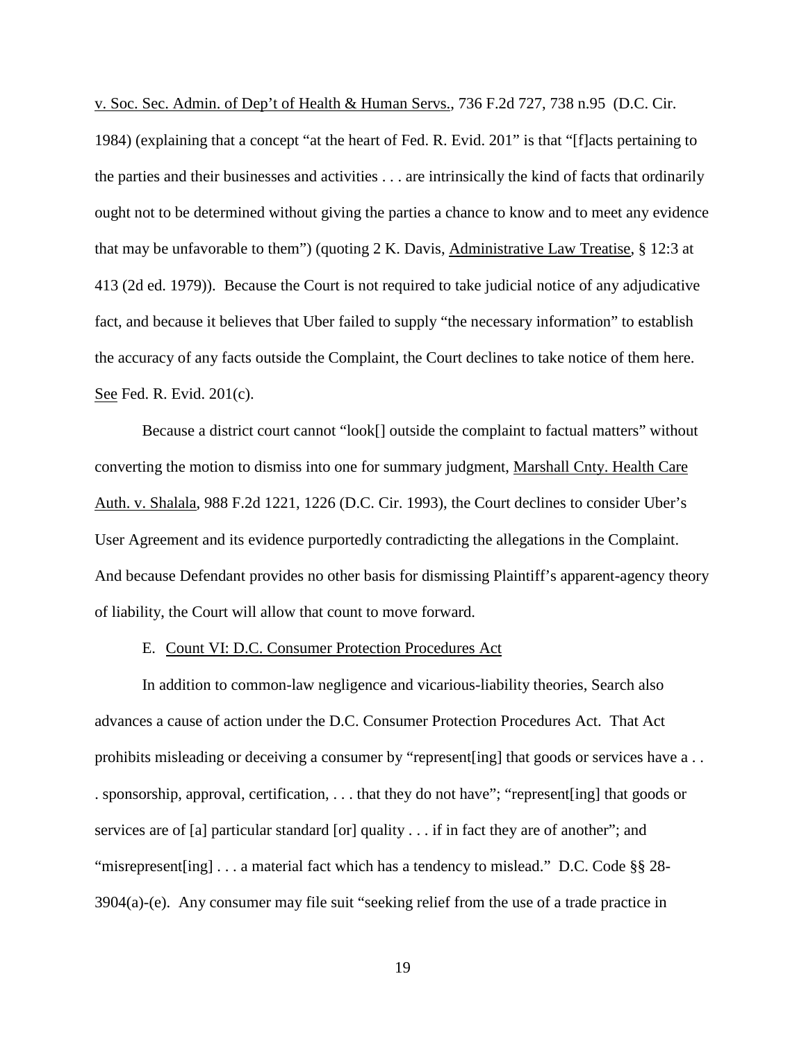v. Soc. Sec. Admin. of Dep't of Health & Human Servs., 736 F.2d 727, 738 n.95 (D.C. Cir. 1984) (explaining that a concept "at the heart of Fed. R. Evid. 201" is that "[f]acts pertaining to the parties and their businesses and activities . . . are intrinsically the kind of facts that ordinarily ought not to be determined without giving the parties a chance to know and to meet any evidence that may be unfavorable to them") (quoting 2 K. Davis, Administrative Law Treatise, § 12:3 at 413 (2d ed. 1979)). Because the Court is not required to take judicial notice of any adjudicative fact, and because it believes that Uber failed to supply "the necessary information" to establish the accuracy of any facts outside the Complaint, the Court declines to take notice of them here. See Fed. R. Evid. 201(c).

Because a district court cannot "look[] outside the complaint to factual matters" without converting the motion to dismiss into one for summary judgment, Marshall Cnty. Health Care Auth. v. Shalala, 988 F.2d 1221, 1226 (D.C. Cir. 1993), the Court declines to consider Uber's User Agreement and its evidence purportedly contradicting the allegations in the Complaint. And because Defendant provides no other basis for dismissing Plaintiff's apparent-agency theory of liability, the Court will allow that count to move forward.

### E. Count VI: D.C. Consumer Protection Procedures Act

In addition to common-law negligence and vicarious-liability theories, Search also advances a cause of action under the D.C. Consumer Protection Procedures Act. That Act prohibits misleading or deceiving a consumer by "represent[ing] that goods or services have a . . . sponsorship, approval, certification, . . . that they do not have"; "represent[ing] that goods or services are of [a] particular standard [or] quality . . . if in fact they are of another"; and "misrepresent[ing] . . . a material fact which has a tendency to mislead." D.C. Code §§ 28-3904(a)-(e). Any consumer may file suit "seeking relief from the use of a trade practice in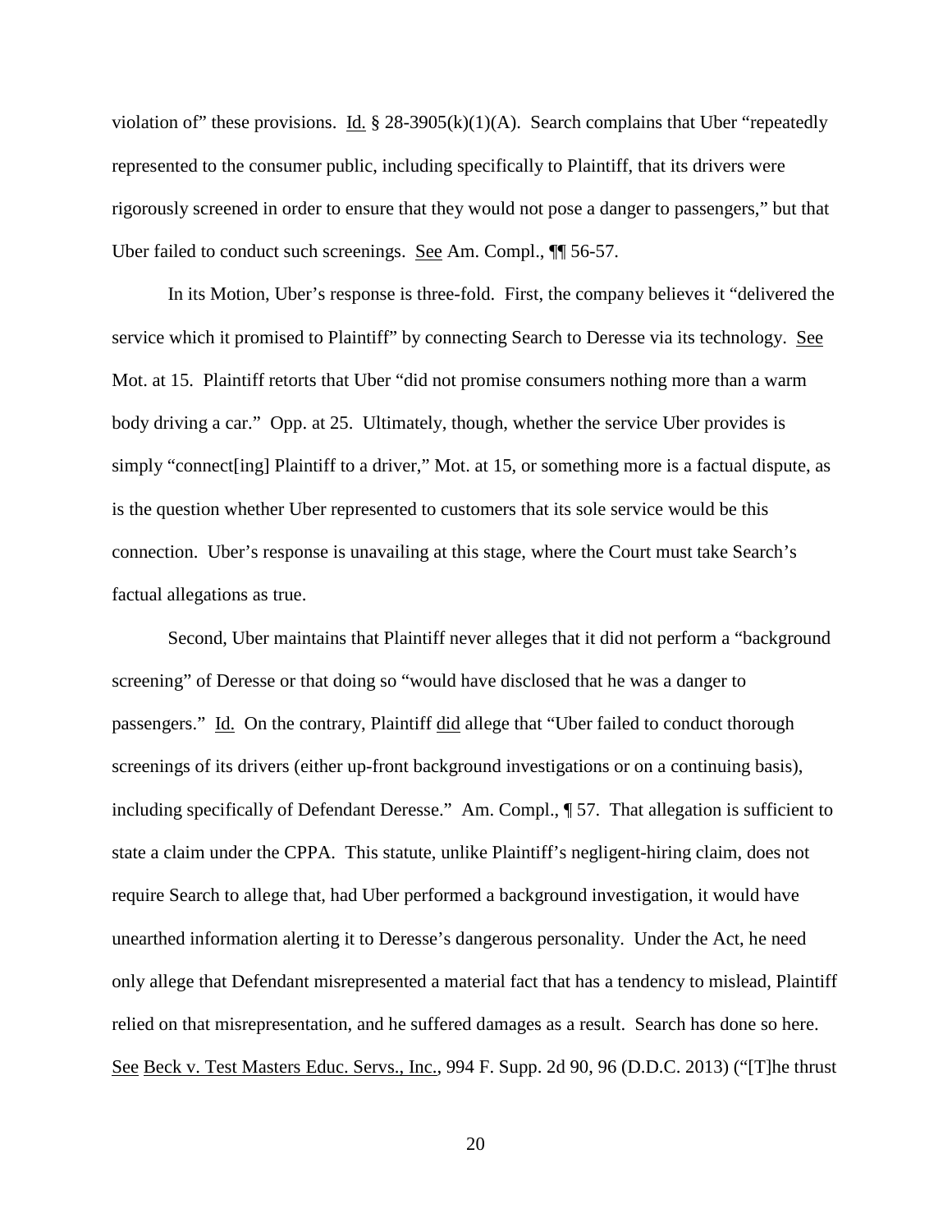violation of" these provisions. Id. § 28-3905(k)(1)(A). Search complains that Uber "repeatedly represented to the consumer public, including specifically to Plaintiff, that its drivers were rigorously screened in order to ensure that they would not pose a danger to passengers," but that Uber failed to conduct such screenings. See Am. Compl., ¶¶ 56-57.

In its Motion, Uber's response is three-fold. First, the company believes it "delivered the service which it promised to Plaintiff" by connecting Search to Deresse via its technology. See Mot. at 15. Plaintiff retorts that Uber "did not promise consumers nothing more than a warm body driving a car." Opp. at 25. Ultimately, though, whether the service Uber provides is simply "connect[ing] Plaintiff to a driver," Mot. at 15, or something more is a factual dispute, as is the question whether Uber represented to customers that its sole service would be this connection. Uber's response is unavailing at this stage, where the Court must take Search's factual allegations as true.

Second, Uber maintains that Plaintiff never alleges that it did not perform a "background screening" of Deresse or that doing so "would have disclosed that he was a danger to passengers." Id. On the contrary, Plaintiff did allege that "Uber failed to conduct thorough screenings of its drivers (either up-front background investigations or on a continuing basis), including specifically of Defendant Deresse." Am. Compl., ¶ 57. That allegation is sufficient to state a claim under the CPPA. This statute, unlike Plaintiff's negligent-hiring claim, does not require Search to allege that, had Uber performed a background investigation, it would have unearthed information alerting it to Deresse's dangerous personality. Under the Act, he need only allege that Defendant misrepresented a material fact that has a tendency to mislead, Plaintiff relied on that misrepresentation, and he suffered damages as a result. Search has done so here. See Beck v. Test Masters Educ. Servs., Inc., 994 F. Supp. 2d 90, 96 (D.D.C. 2013) ("[T]he thrust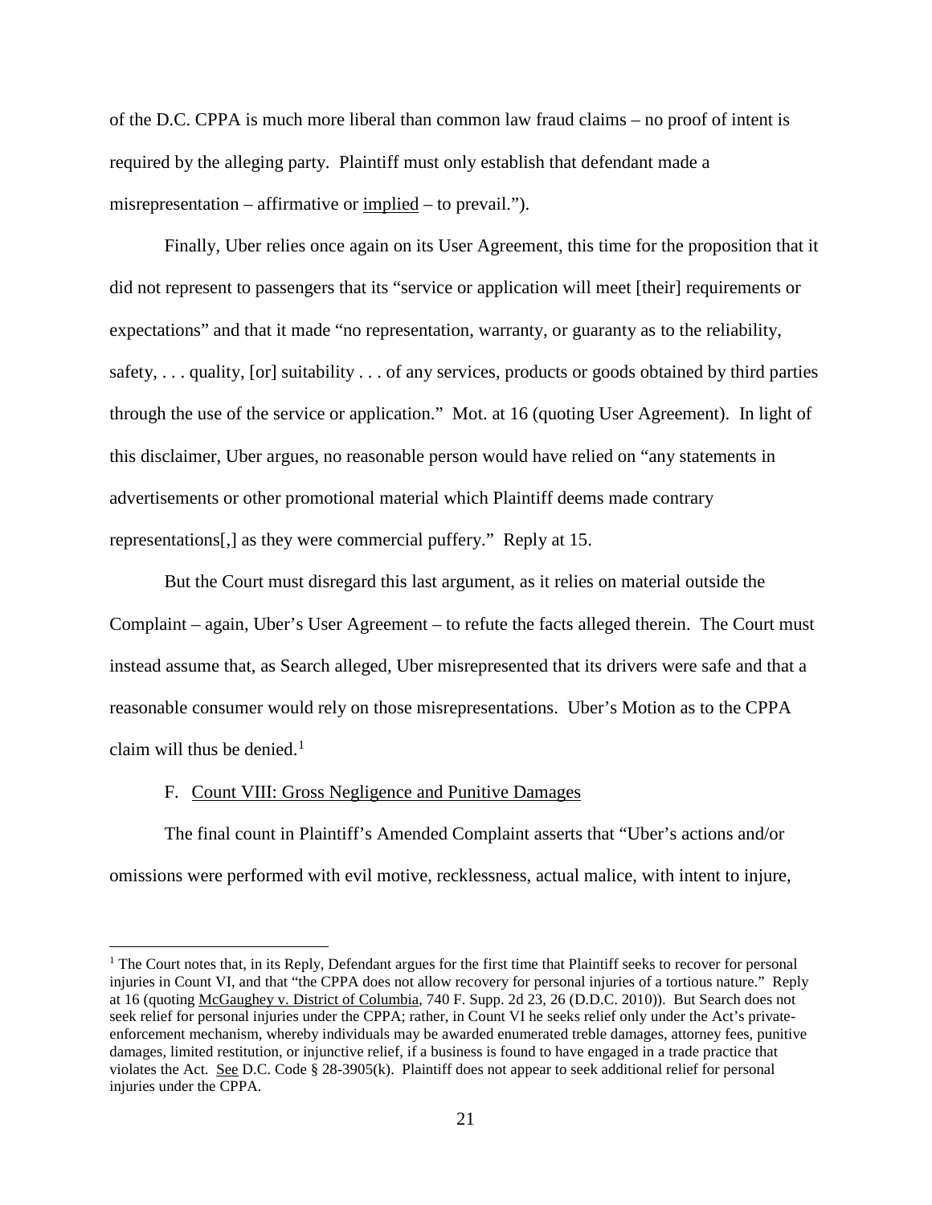of the D.C. CPPA is much more liberal than common law fraud claims – no proof of intent is required by the alleging party. Plaintiff must only establish that defendant made a misrepresentation – affirmative or implied – to prevail.").

Finally, Uber relies once again on its User Agreement, this time for the proposition that it did not represent to passengers that its "service or application will meet [their] requirements or expectations" and that it made "no representation, warranty, or guaranty as to the reliability, safety, . . . quality, [or] suitability . . . of any services, products or goods obtained by third parties through the use of the service or application." Mot. at 16 (quoting User Agreement). In light of this disclaimer, Uber argues, no reasonable person would have relied on "any statements in advertisements or other promotional material which Plaintiff deems made contrary representations[,] as they were commercial puffery." Reply at 15.

But the Court must disregard this last argument, as it relies on material outside the Complaint – again, Uber's User Agreement – to refute the facts alleged therein. The Court must instead assume that, as Search alleged, Uber misrepresented that its drivers were safe and that a reasonable consumer would rely on those misrepresentations. Uber's Motion as to the CPPA claim will thus be denied.[1]

F. Count VIII: Gross Negligence and Punitive Damages

The final count in Plaintiff's Amended Complaint asserts that "Uber's actions and/or omissions were performed with evil motive, recklessness, actual malice, with intent to injure,

---

[1] The Court notes that, in its Reply, Defendant argues for the first time that Plaintiff seeks to recover for personal injuries in Count VI, and that "the CPPA does not allow recovery for personal injuries of a tortious nature." Reply at 16 (quoting McGaughey v. District of Columbia, 740 F. Supp. 2d 23, 26 (D.D.C. 2010)). But Search does not seek relief for personal injuries under the CPPA; rather, in Count VI he seeks relief only under the Act's private-enforcement mechanism, whereby individuals may be awarded enumerated treble damages, attorney fees, punitive damages, limited restitution, or injunctive relief, if a business is found to have engaged in a trade practice that violates the Act. See D.C. Code § 28-3905(k). Plaintiff does not appear to seek additional relief for personal injuries under the CPPA.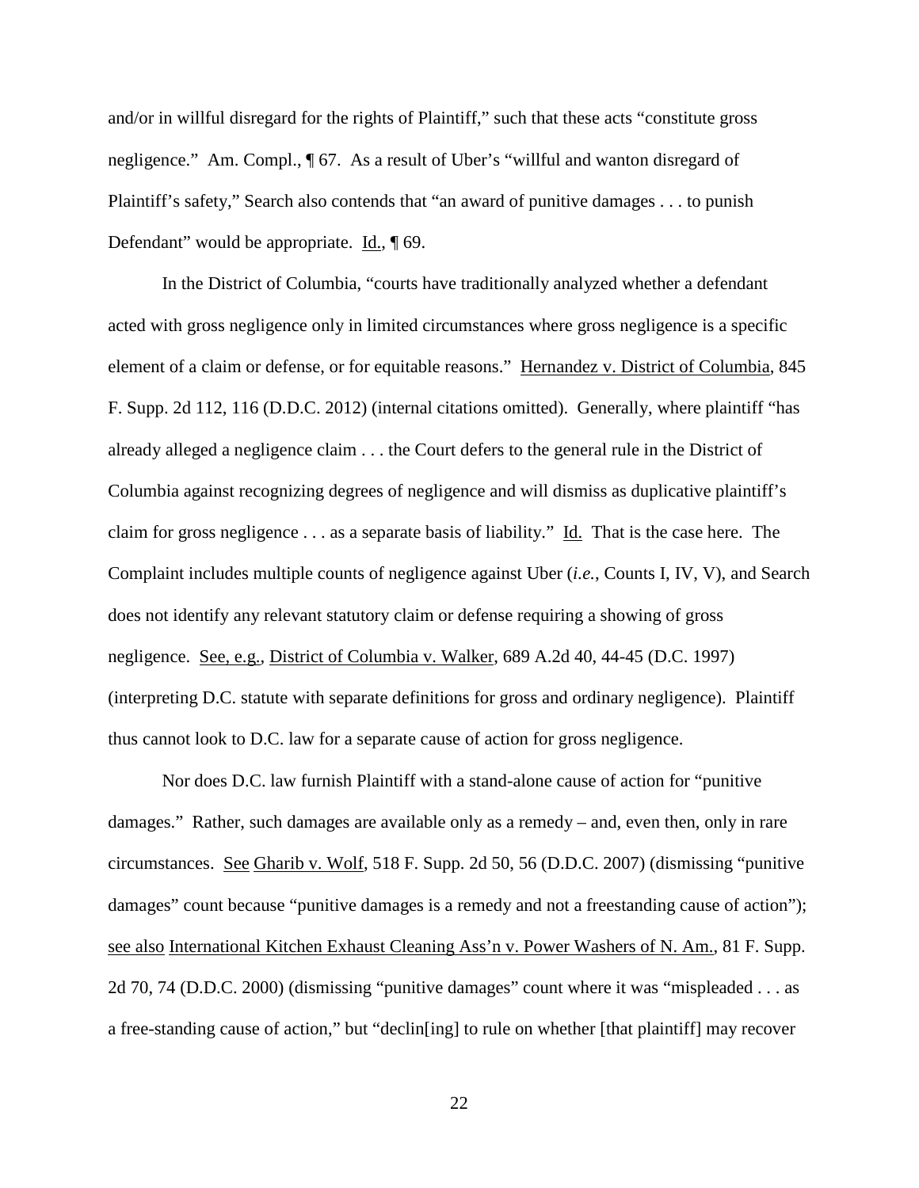and/or in willful disregard for the rights of Plaintiff," such that these acts "constitute gross negligence." Am. Compl., ¶ 67. As a result of Uber's "willful and wanton disregard of Plaintiff's safety," Search also contends that "an award of punitive damages . . . to punish Defendant" would be appropriate. Id., ¶ 69.

In the District of Columbia, "courts have traditionally analyzed whether a defendant acted with gross negligence only in limited circumstances where gross negligence is a specific element of a claim or defense, or for equitable reasons." Hernandez v. District of Columbia, 845 F. Supp. 2d 112, 116 (D.D.C. 2012) (internal citations omitted). Generally, where plaintiff "has already alleged a negligence claim . . . the Court defers to the general rule in the District of Columbia against recognizing degrees of negligence and will dismiss as duplicative plaintiff's claim for gross negligence . . . as a separate basis of liability." Id. That is the case here. The Complaint includes multiple counts of negligence against Uber (*i.e.*, Counts I, IV, V), and Search does not identify any relevant statutory claim or defense requiring a showing of gross negligence. See, e.g., District of Columbia v. Walker, 689 A.2d 40, 44-45 (D.C. 1997) (interpreting D.C. statute with separate definitions for gross and ordinary negligence). Plaintiff thus cannot look to D.C. law for a separate cause of action for gross negligence.

Nor does D.C. law furnish Plaintiff with a stand-alone cause of action for "punitive damages." Rather, such damages are available only as a remedy – and, even then, only in rare circumstances. See Gharib v. Wolf, 518 F. Supp. 2d 50, 56 (D.D.C. 2007) (dismissing "punitive damages" count because "punitive damages is a remedy and not a freestanding cause of action"); see also International Kitchen Exhaust Cleaning Ass'n v. Power Washers of N. Am., 81 F. Supp. 2d 70, 74 (D.D.C. 2000) (dismissing "punitive damages" count where it was "mispleaded . . . as a free-standing cause of action," but "declin[ing] to rule on whether [that plaintiff] may recover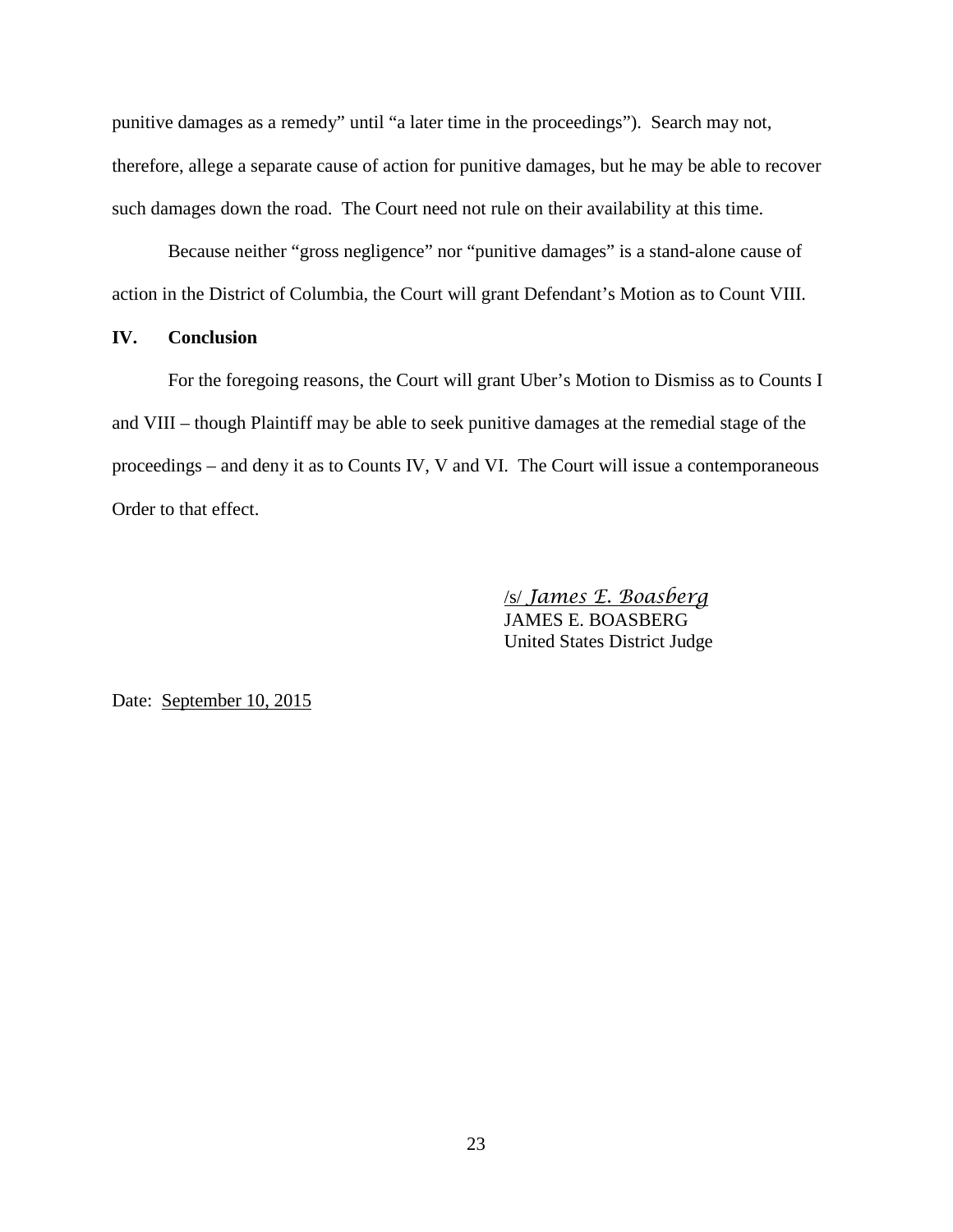punitive damages as a remedy" until "a later time in the proceedings"). Search may not, therefore, allege a separate cause of action for punitive damages, but he may be able to recover such damages down the road. The Court need not rule on their availability at this time.

Because neither "gross negligence" nor "punitive damages" is a stand-alone cause of action in the District of Columbia, the Court will grant Defendant's Motion as to Count VIII.

## IV. Conclusion

For the foregoing reasons, the Court will grant Uber's Motion to Dismiss as to Counts I and VIII – though Plaintiff may be able to seek punitive damages at the remedial stage of the proceedings – and deny it as to Counts IV, V and VI. The Court will issue a contemporaneous Order to that effect.

/s/ *James E. Boasberg*
JAMES E. BOASBERG
United States District Judge

Date: September 10, 2015